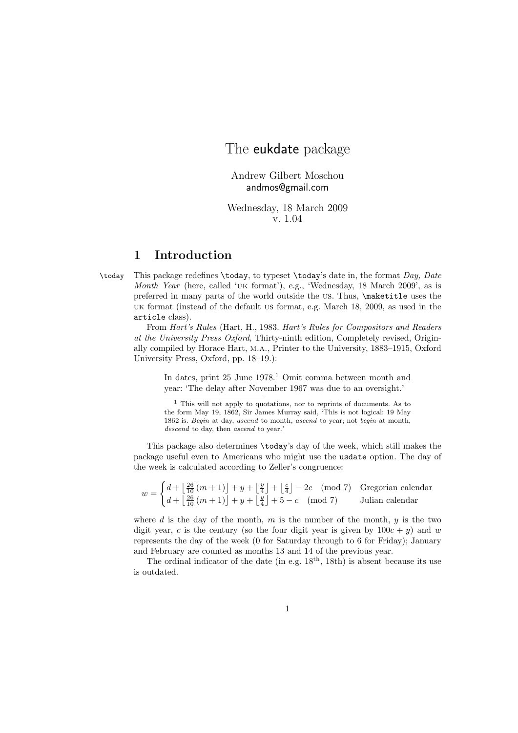# The eukdate package

Andrew Gilbert Moschou
andmos@gmail.com

Wednesday, 18 March 2009
v. 1.04

## 1 Introduction

`\today` This package redefines `\today`, to typeset `\today`'s date in, the format *Day, Date Month Year* (here, called 'UK format'), e.g., 'Wednesday, 18 March 2009', as is preferred in many parts of the world outside the US. Thus, `\maketitle` uses the UK format (instead of the default US format, e.g. March 18, 2009, as used in the `article` class).

From *Hart's Rules* (Hart, H., 1983. *Hart's Rules for Compositors and Readers at the University Press Oxford*, Thirty-ninth edition, Completely revised, Originally compiled by Horace Hart, M.A., Printer to the University, 1883–1915, Oxford University Press, Oxford, pp. 18–19.):

> In dates, print 25 June 1978.[1] Omit comma between month and year: 'The delay after November 1967 was due to an oversight.'
>
> [1] This will not apply to quotations, nor to reprints of documents. As to the form May 19, 1862, Sir James Murray said, 'This is not logical: 19 May 1862 is. *Begin* at day, *ascend* to month, *ascend* to year; not *begin* at month, *descend* to day, then *ascend* to year.'

This package also determines `\today`'s day of the week, which still makes the package useful even to Americans who might use the `usdate` option. The day of the week is calculated according to Zeller's congruence:

$$w = \begin{cases} d + \left\lfloor \frac{26}{10}(m+1) \right\rfloor + y + \left\lfloor \frac{y}{4} \right\rfloor + \left\lfloor \frac{c}{4} \right\rfloor - 2c \pmod 7 & \text{Gregorian calendar} \\ d + \left\lfloor \frac{26}{10}(m+1) \right\rfloor + y + \left\lfloor \frac{y}{4} \right\rfloor + 5 - c \pmod 7 & \text{Julian calendar} \end{cases}$$

where $d$ is the day of the month, $m$ is the number of the month, $y$ is the two digit year, $c$ is the century (so the four digit year is given by $100c + y$) and $w$ represents the day of the week (0 for Saturday through to 6 for Friday); January and February are counted as months 13 and 14 of the previous year.

The ordinal indicator of the date (in e.g. $18^{\text{th}}$, 18th) is absent because its use is outdated.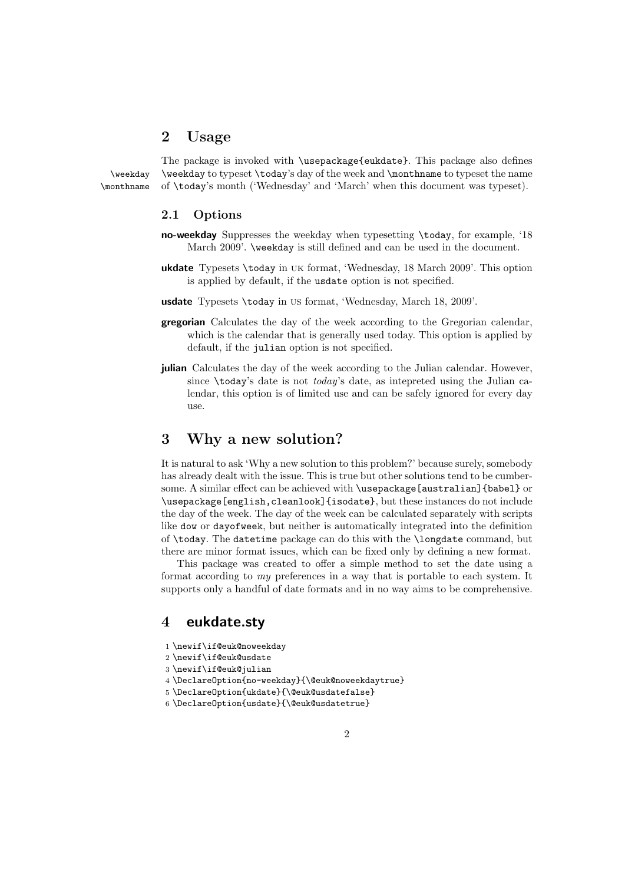## 2 Usage

The package is invoked with `\usepackage{eukdate}`. This package also defines `\weekday` to typeset `\today`'s day of the week and `\monthname` to typeset the name of `\today`'s month ('Wednesday' and 'March' when this document was typeset).

### 2.1 Options

**no-weekday** Suppresses the weekday when typesetting `\today`, for example, '18 March 2009'. `\weekday` is still defined and can be used in the document.

**ukdate** Typesets `\today` in UK format, 'Wednesday, 18 March 2009'. This option is applied by default, if the `usdate` option is not specified.

**usdate** Typesets `\today` in US format, 'Wednesday, March 18, 2009'.

**gregorian** Calculates the day of the week according to the Gregorian calendar, which is the calendar that is generally used today. This option is applied by default, if the `julian` option is not specified.

**julian** Calculates the day of the week according to the Julian calendar. However, since `\today`'s date is not *today*'s date, as intepreted using the Julian calendar, this option is of limited use and can be safely ignored for every day use.

## 3 Why a new solution?

It is natural to ask 'Why a new solution to this problem?' because surely, somebody has already dealt with the issue. This is true but other solutions tend to be cumbersome. A similar effect can be achieved with `\usepackage[australian]{babel}` or `\usepackage[english,cleanlook]{isodate}`, but these instances do not include the day of the week. The day of the week can be calculated separately with scripts like `dow` or `dayofweek`, but neither is automatically integrated into the definition of `\today`. The `datetime` package can do this with the `\longdate` command, but there are minor format issues, which can be fixed only by defining a new format.

This package was created to offer a simple method to set the date using a format according to *my* preferences in a way that is portable to each system. It supports only a handful of date formats and in no way aims to be comprehensive.

## 4 eukdate.sty

```
1 \newif\if@euk@noweekday
2 \newif\if@euk@usdate
3 \newif\if@euk@julian
4 \DeclareOption{no-weekday}{\@euk@noweekdaytrue}
5 \DeclareOption{ukdate}{\@euk@usdatefalse}
6 \DeclareOption{usdate}{\@euk@usdatetrue}
```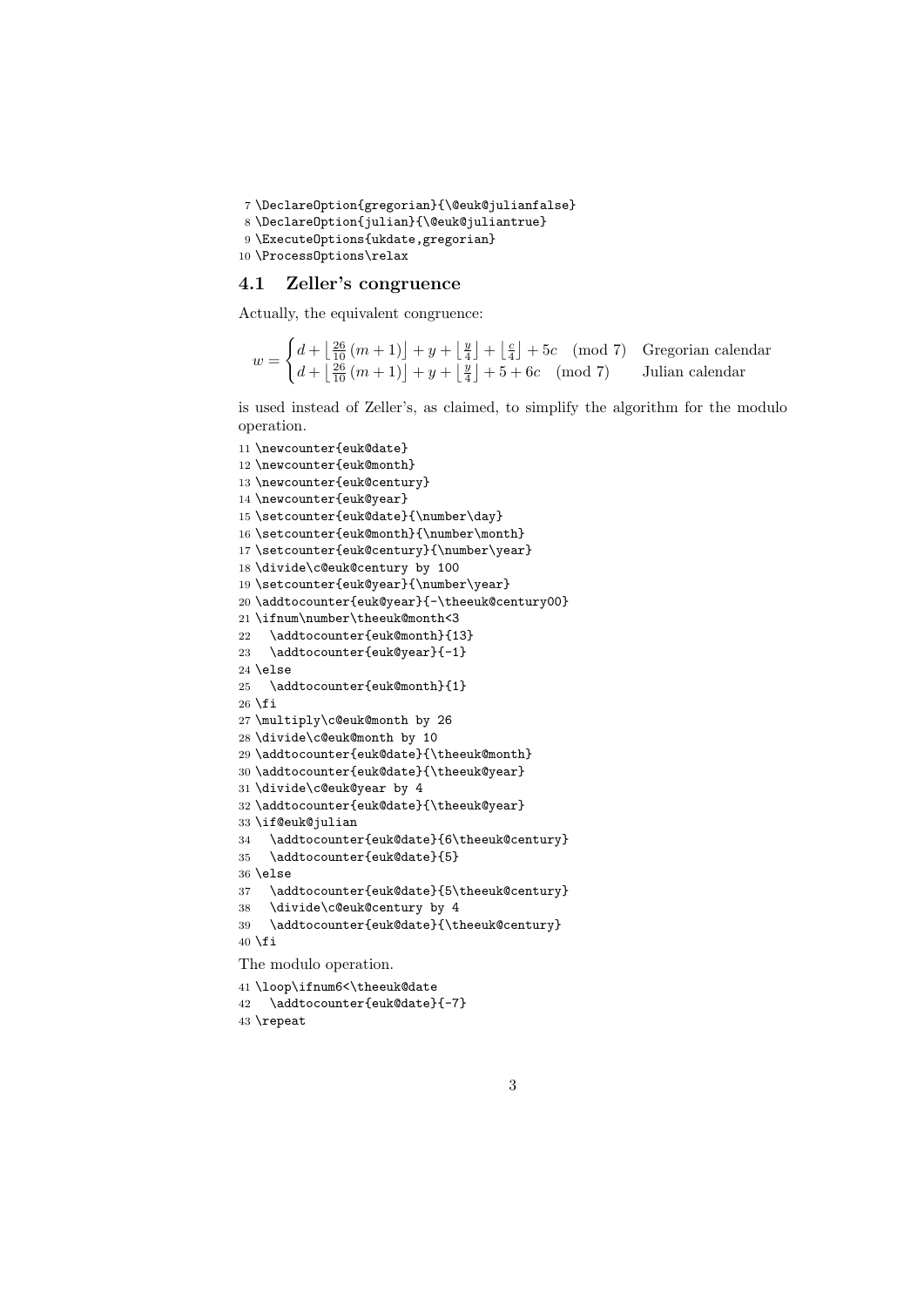```
7 \DeclareOption{gregorian}{\@euk@julianfalse}
8 \DeclareOption{julian}{\@euk@juliantrue}
9 \ExecuteOptions{ukdate,gregorian}
10 \ProcessOptions\relax
```

### 4.1 Zeller's congruence

Actually, the equivalent congruence:

$$w = \begin{cases} d + \left\lfloor \frac{26}{10}(m+1) \right\rfloor + y + \left\lfloor \frac{y}{4} \right\rfloor + \left\lfloor \frac{c}{4} \right\rfloor + 5c \pmod 7 & \text{Gregorian calendar} \\ d + \left\lfloor \frac{26}{10}(m+1) \right\rfloor + y + \left\lfloor \frac{y}{4} \right\rfloor + 5 + 6c \pmod 7 & \text{Julian calendar} \end{cases}$$

is used instead of Zeller's, as claimed, to simplify the algorithm for the modulo operation.

```
11 \newcounter{euk@date}
12 \newcounter{euk@month}
13 \newcounter{euk@century}
14 \newcounter{euk@year}
15 \setcounter{euk@date}{\number\day}
16 \setcounter{euk@month}{\number\month}
17 \setcounter{euk@century}{\number\year}
18 \divide\c@euk@century by 100
19 \setcounter{euk@year}{\number\year}
20 \addtocounter{euk@year}{-\theeuk@century00}
21 \ifnum\number\theeuk@month<3
22   \addtocounter{euk@month}{13}
23   \addtocounter{euk@year}{-1}
24 \else
25   \addtocounter{euk@month}{1}
26 \fi
27 \multiply\c@euk@month by 26
28 \divide\c@euk@month by 10
29 \addtocounter{euk@date}{\theeuk@month}
30 \addtocounter{euk@date}{\theeuk@year}
31 \divide\c@euk@year by 4
32 \addtocounter{euk@date}{\theeuk@year}
33 \if@euk@julian
34   \addtocounter{euk@date}{6\theeuk@century}
35   \addtocounter{euk@date}{5}
36 \else
37   \addtocounter{euk@date}{5\theeuk@century}
38   \divide\c@euk@century by 4
39   \addtocounter{euk@date}{\theeuk@century}
40 \fi
```

The modulo operation.

```
41 \loop\ifnum6<\theeuk@date
42   \addtocounter{euk@date}{-7}
43 \repeat
```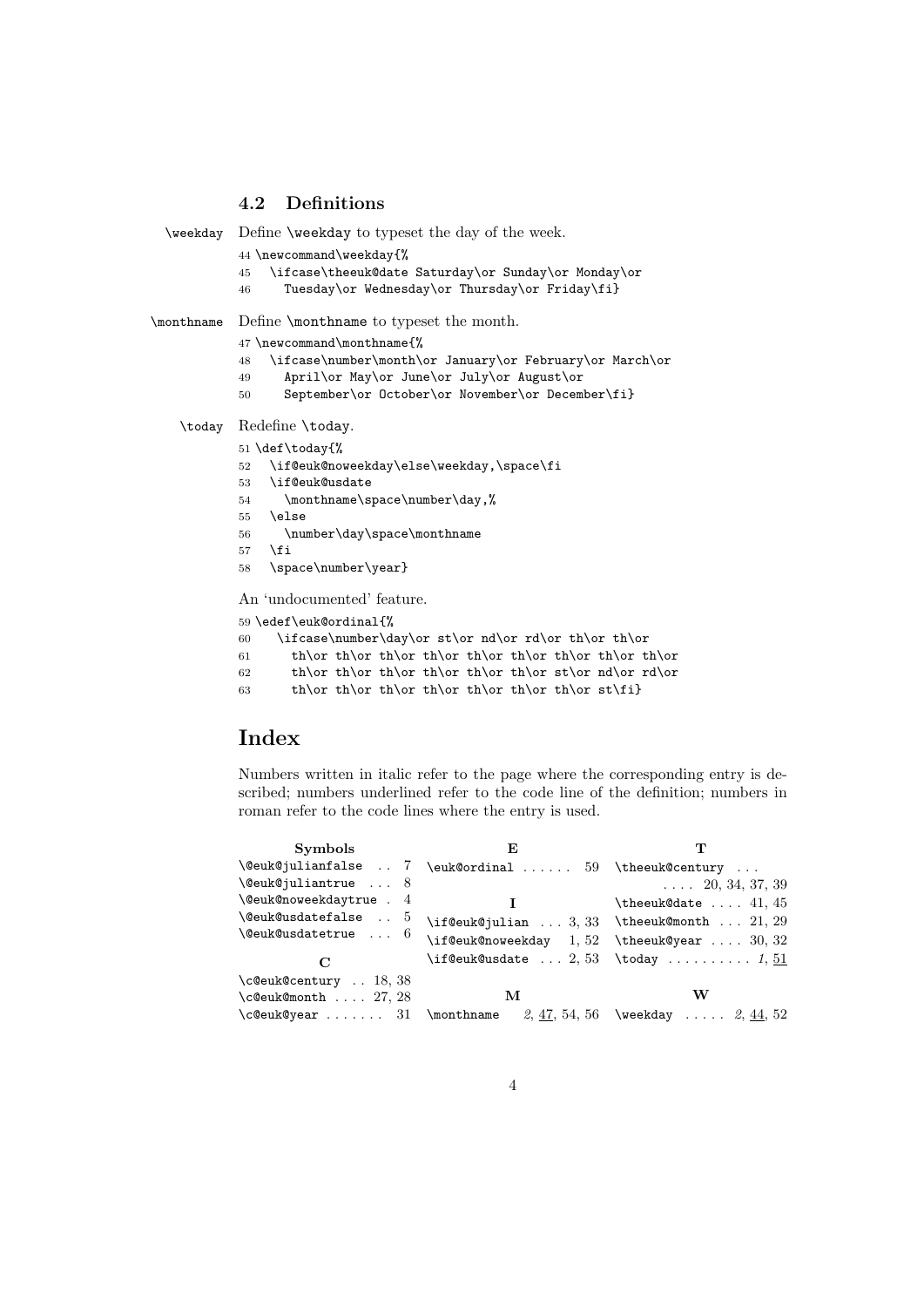### 4.2 Definitions

\weekday Define \weekday to typeset the day of the week.

```
44 \newcommand\weekday{%
45   \ifcase\theeuk@date Saturday\or Sunday\or Monday\or
46     Tuesday\or Wednesday\or Thursday\or Friday\fi}
```

\monthname Define \monthname to typeset the month.

```
47 \newcommand\monthname{%
48   \ifcase\number\month\or January\or February\or March\or
49     April\or May\or June\or July\or August\or
50     September\or October\or November\or December\fi}
```

\today Redefine \today.

```
51 \def\today{%
52   \if@euk@noweekday\else\weekday,\space\fi
53   \if@euk@usdate
54     \monthname\space\number\day,%
55   \else
56     \number\day\space\monthname
57   \fi
58   \space\number\year}
```

An 'undocumented' feature.

```
59 \edef\euk@ordinal{%
60    \ifcase\number\day\or st\or nd\or rd\or th\or th\or
61      th\or th\or th\or th\or th\or th\or th\or th\or th\or
62      th\or th\or th\or th\or th\or th\or st\or nd\or rd\or
63      th\or th\or th\or th\or th\or th\or th\or st\fi}
```

## Index

Numbers written in italic refer to the page where the corresponding entry is described; numbers underlined refer to the code line of the definition; numbers in roman refer to the code lines where the entry is used.

**Symbols**

\@euk@julianfalse .. 7
\@euk@juliantrue ... 8
\@euk@noweekdaytrue . 4
\@euk@usdatefalse .. 5
\@euk@usdatetrue ... 6

**C**

\c@euk@century .. 18, 38
\c@euk@month .... 27, 28
\c@euk@year ....... 31

**E**

\euk@ordinal ...... 59

**I**

\if@euk@julian ... 3, 33
\if@euk@noweekday 1, 52
\if@euk@usdate ... 2, 53

**M**

\monthname *2*, 47, 54, 56

**T**

\theeuk@century ... .... 20, 34, 37, 39
\theeuk@date .... 41, 45
\theeuk@month ... 21, 29
\theeuk@year .... 30, 32
\today .......... *1*, 51

**W**

\weekday ..... *2*, 44, 52